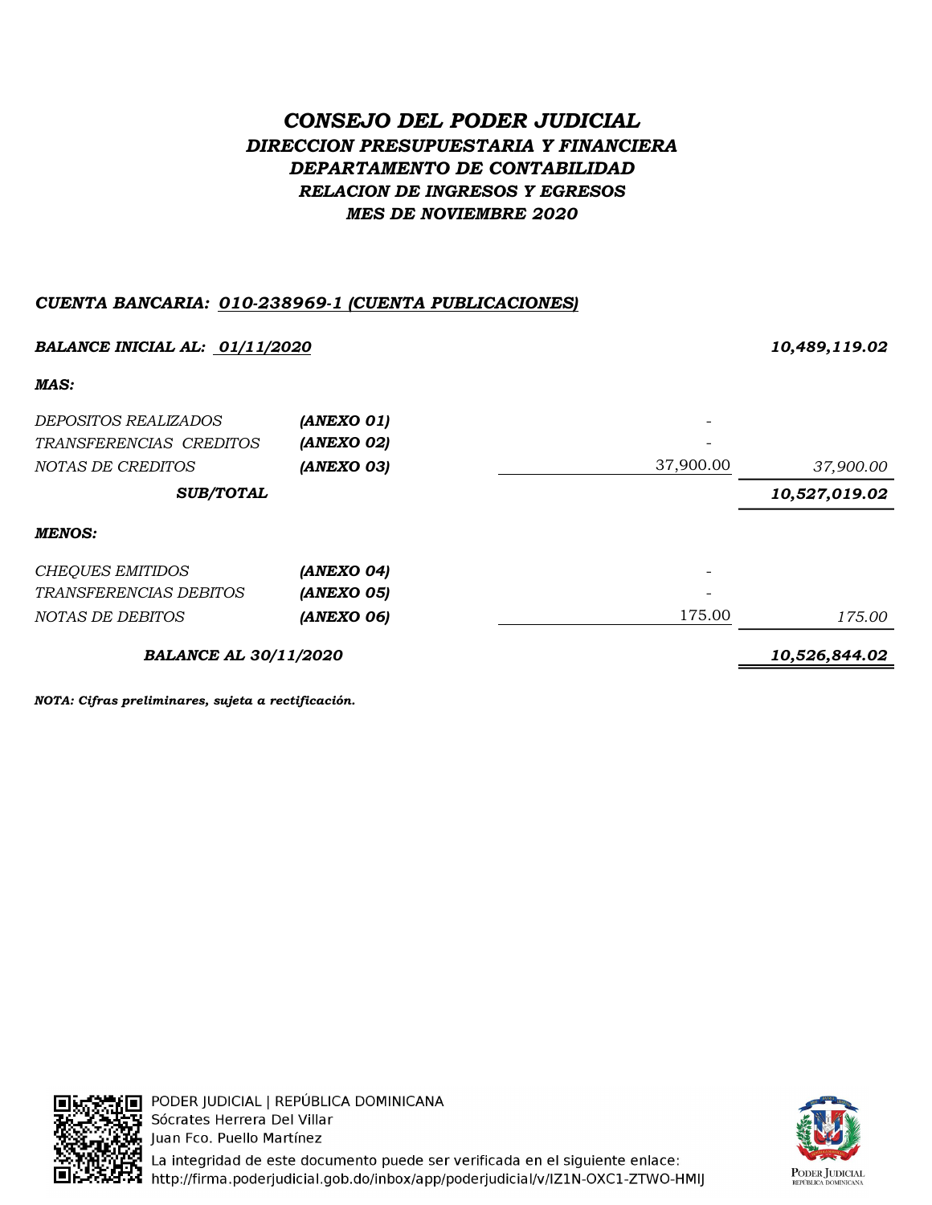# *CONSEJO DEL PODER JUDICIAL*

## *DIRECCION PRESUPUESTARIA Y FINANCIERA*

### *DEPARTAMENTO DE CONTABILIDAD*

### *RELACION DE INGRESOS Y EGRESOS*

### *MES DE NOVIEMBRE 2020*

***CUENTA BANCARIA: 010-238969-1 (CUENTA PUBLICACIONES)***

| | | | |
|---|---|---|---|
| ***BALANCE INICIAL AL: 01/11/2020*** | | | ***10,489,119.02*** |
| ***MAS:*** | | | |
| *DEPOSITOS REALIZADOS* | ***(ANEXO 01)*** | - | |
| *TRANSFERENCIAS CREDITOS* | ***(ANEXO 02)*** | - | |
| *NOTAS DE CREDITOS* | ***(ANEXO 03)*** | 37,900.00 | *37,900.00* |
| ***SUB/TOTAL*** | | | ***10,527,019.02*** |
| ***MENOS:*** | | | |
| *CHEQUES EMITIDOS* | ***(ANEXO 04)*** | - | |
| *TRANSFERENCIAS DEBITOS* | ***(ANEXO 05)*** | - | |
| *NOTAS DE DEBITOS* | ***(ANEXO 06)*** | 175.00 | *175.00* |
| ***BALANCE AL 30/11/2020*** | | | ***10,526,844.02*** |

***NOTA: Cifras preliminares, sujeta a rectificación.***

PODER JUDICIAL | REPÚBLICA DOMINICANA
Sócrates Herrera Del Villar
Juan Fco. Puello Martínez
La integridad de este documento puede ser verificada en el siguiente enlace:
http://firma.poderjudicial.gob.do/inbox/app/poderjudicial/v/IZ1N-OXC1-ZTWO-HMIJ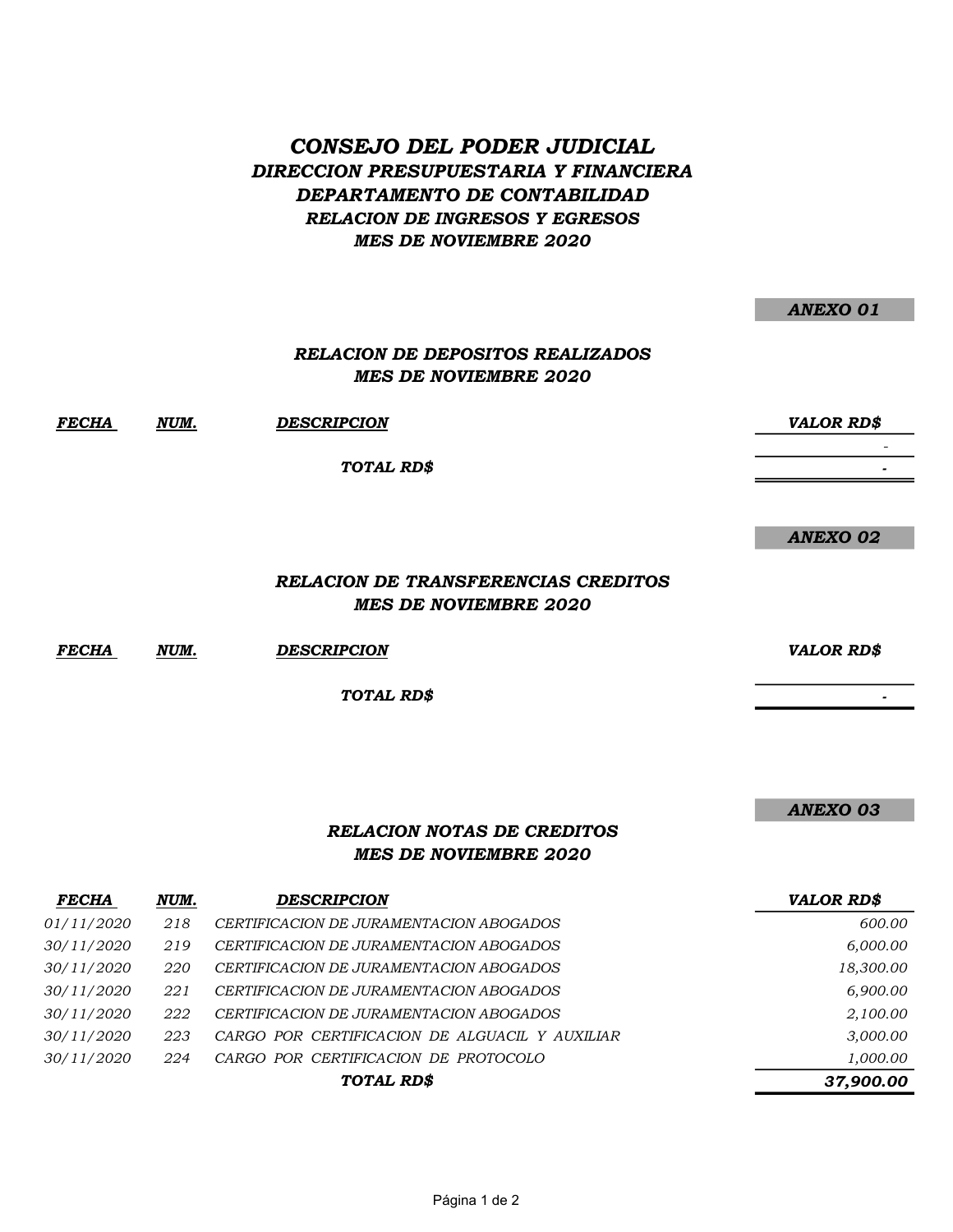# *CONSEJO DEL PODER JUDICIAL*

## *DIRECCION PRESUPUESTARIA Y FINANCIERA*

## *DEPARTAMENTO DE CONTABILIDAD*

### *RELACION DE INGRESOS Y EGRESOS*

### *MES DE NOVIEMBRE 2020*

***ANEXO 01***

### *RELACION DE DEPOSITOS REALIZADOS*
### *MES DE NOVIEMBRE 2020*

| *FECHA* | *NUM.* | *DESCRIPCION* | *VALOR RD$* |
|---|---|---|---|
| | | | - |
| | | ***TOTAL RD$*** | ***-*** |

***ANEXO 02***

### *RELACION DE TRANSFERENCIAS CREDITOS*
### *MES DE NOVIEMBRE 2020*

| *FECHA* | *NUM.* | *DESCRIPCION* | *VALOR RD$* |
|---|---|---|---|
| | | ***TOTAL RD$*** | ***-*** |

***ANEXO 03***

### *RELACION NOTAS DE CREDITOS*
### *MES DE NOVIEMBRE 2020*

| *FECHA* | *NUM.* | *DESCRIPCION* | *VALOR RD$* |
|---|---|---|---|
| *01/11/2020* | *218* | *CERTIFICACION DE JURAMENTACION ABOGADOS* | *600.00* |
| *30/11/2020* | *219* | *CERTIFICACION DE JURAMENTACION ABOGADOS* | *6,000.00* |
| *30/11/2020* | *220* | *CERTIFICACION DE JURAMENTACION ABOGADOS* | *18,300.00* |
| *30/11/2020* | *221* | *CERTIFICACION DE JURAMENTACION ABOGADOS* | *6,900.00* |
| *30/11/2020* | *222* | *CERTIFICACION DE JURAMENTACION ABOGADOS* | *2,100.00* |
| *30/11/2020* | *223* | *CARGO POR CERTIFICACION DE ALGUACIL Y AUXILIAR* | *3,000.00* |
| *30/11/2020* | *224* | *CARGO POR CERTIFICACION DE PROTOCOLO* | *1,000.00* |
| | | ***TOTAL RD$*** | ***37,900.00*** |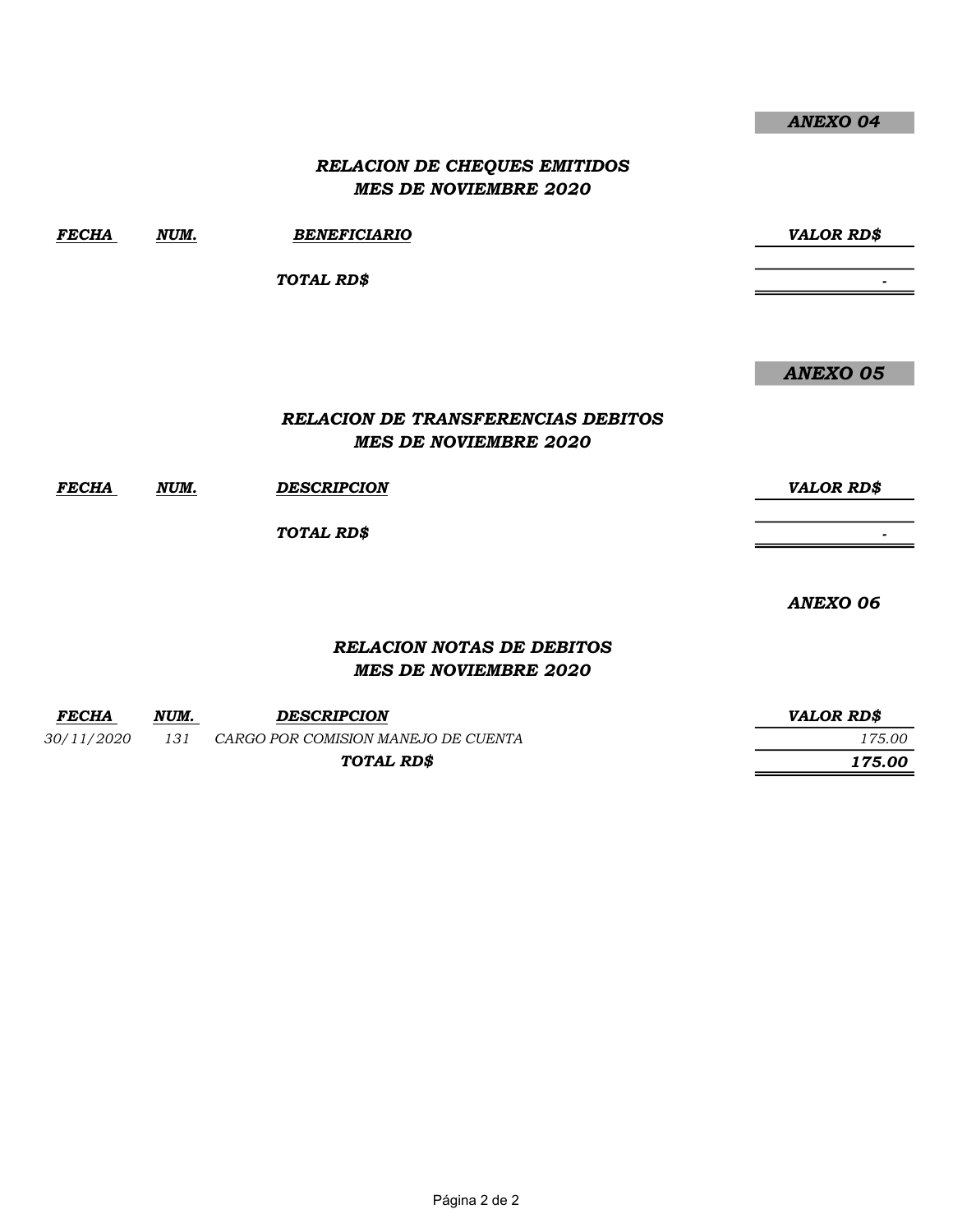***ANEXO 04***

## *RELACION DE CHEQUES EMITIDOS*
## *MES DE NOVIEMBRE 2020*

| *FECHA* | *NUM.* | *BENEFICIARIO* | *VALOR RD$* |
|---|---|---|---|
| | | ***TOTAL RD$*** | - |

***ANEXO 05***

## *RELACION DE TRANSFERENCIAS DEBITOS*
## *MES DE NOVIEMBRE 2020*

| *FECHA* | *NUM.* | *DESCRIPCION* | *VALOR RD$* |
|---|---|---|---|
| | | ***TOTAL RD$*** | - |

***ANEXO 06***

## *RELACION NOTAS DE DEBITOS*
## *MES DE NOVIEMBRE 2020*

| *FECHA* | *NUM.* | *DESCRIPCION* | *VALOR RD$* |
|---|---|---|---|
| *30/11/2020* | *131* | *CARGO POR COMISION MANEJO DE CUENTA* | *175.00* |
| | | ***TOTAL RD$*** | ***175.00*** |